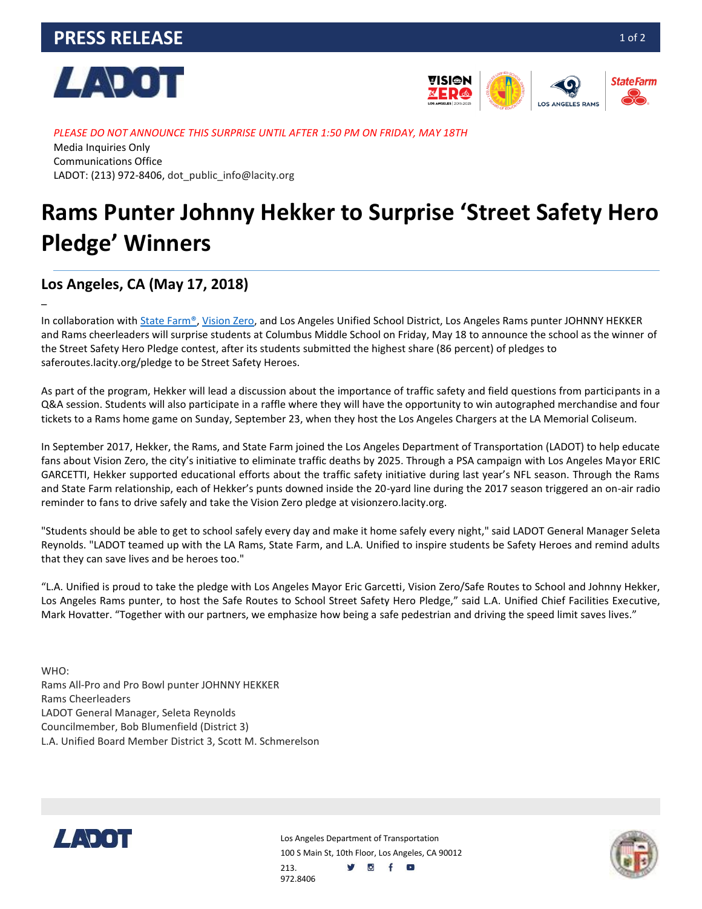# PRESS RELEASE

*PLEASE DO NOT ANNOUNCE THIS SURPRISE UNTIL AFTER 1:50 PM ON FRIDAY, MAY 18TH*

Media Inquiries Only
Communications Office
LADOT: (213) 972-8406, dot_public_info@lacity.org

# Rams Punter Johnny Hekker to Surprise 'Street Safety Hero Pledge' Winners

## Los Angeles, CA (May 17, 2018)

–

In collaboration with State Farm®, Vision Zero, and Los Angeles Unified School District, Los Angeles Rams punter JOHNNY HEKKER and Rams cheerleaders will surprise students at Columbus Middle School on Friday, May 18 to announce the school as the winner of the Street Safety Hero Pledge contest, after its students submitted the highest share (86 percent) of pledges to saferoutes.lacity.org/pledge to be Street Safety Heroes.

As part of the program, Hekker will lead a discussion about the importance of traffic safety and field questions from participants in a Q&A session. Students will also participate in a raffle where they will have the opportunity to win autographed merchandise and four tickets to a Rams home game on Sunday, September 23, when they host the Los Angeles Chargers at the LA Memorial Coliseum.

In September 2017, Hekker, the Rams, and State Farm joined the Los Angeles Department of Transportation (LADOT) to help educate fans about Vision Zero, the city's initiative to eliminate traffic deaths by 2025. Through a PSA campaign with Los Angeles Mayor ERIC GARCETTI, Hekker supported educational efforts about the traffic safety initiative during last year's NFL season. Through the Rams and State Farm relationship, each of Hekker's punts downed inside the 20-yard line during the 2017 season triggered an on-air radio reminder to fans to drive safely and take the Vision Zero pledge at visionzero.lacity.org.

"Students should be able to get to school safely every day and make it home safely every night," said LADOT General Manager Seleta Reynolds. "LADOT teamed up with the LA Rams, State Farm, and L.A. Unified to inspire students be Safety Heroes and remind adults that they can save lives and be heroes too."

"L.A. Unified is proud to take the pledge with Los Angeles Mayor Eric Garcetti, Vision Zero/Safe Routes to School and Johnny Hekker, Los Angeles Rams punter, to host the Safe Routes to School Street Safety Hero Pledge," said L.A. Unified Chief Facilities Executive, Mark Hovatter. "Together with our partners, we emphasize how being a safe pedestrian and driving the speed limit saves lives."

WHO:
Rams All-Pro and Pro Bowl punter JOHNNY HEKKER
Rams Cheerleaders
LADOT General Manager, Seleta Reynolds
Councilmember, Bob Blumenfield (District 3)
L.A. Unified Board Member District 3, Scott M. Schmerelson

Los Angeles Department of Transportation
100 S Main St, 10th Floor, Los Angeles, CA 90012
213. 972.8406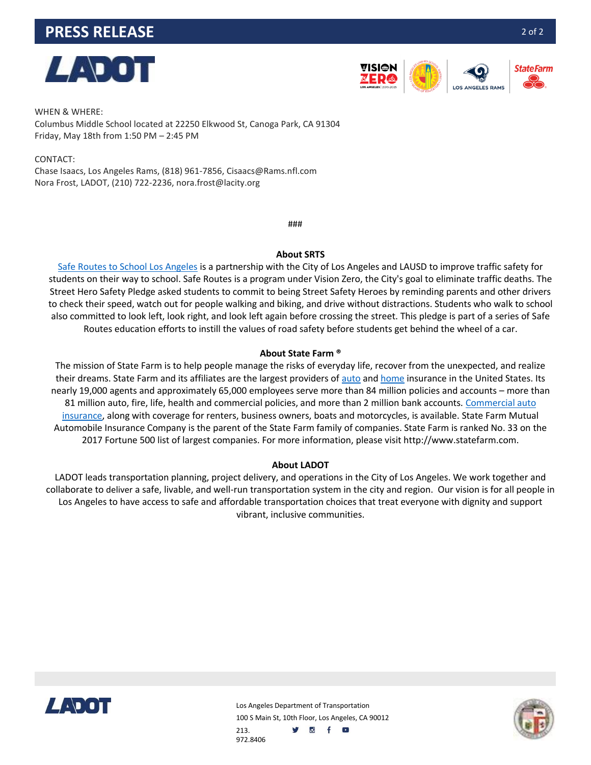WHEN & WHERE:
Columbus Middle School located at 22250 Elkwood St, Canoga Park, CA 91304
Friday, May 18th from 1:50 PM – 2:45 PM

CONTACT:
Chase Isaacs, Los Angeles Rams, (818) 961-7856, Cisaacs@Rams.nfl.com
Nora Frost, LADOT, (210) 722-2236, nora.frost@lacity.org

###

**About SRTS**

Safe Routes to School Los Angeles is a partnership with the City of Los Angeles and LAUSD to improve traffic safety for students on their way to school. Safe Routes is a program under Vision Zero, the City's goal to eliminate traffic deaths. The Street Hero Safety Pledge asked students to commit to being Street Safety Heroes by reminding parents and other drivers to check their speed, watch out for people walking and biking, and drive without distractions. Students who walk to school also committed to look left, look right, and look left again before crossing the street. This pledge is part of a series of Safe Routes education efforts to instill the values of road safety before students get behind the wheel of a car.

**About State Farm ®**

The mission of State Farm is to help people manage the risks of everyday life, recover from the unexpected, and realize their dreams. State Farm and its affiliates are the largest providers of auto and home insurance in the United States. Its nearly 19,000 agents and approximately 65,000 employees serve more than 84 million policies and accounts – more than 81 million auto, fire, life, health and commercial policies, and more than 2 million bank accounts. Commercial auto insurance, along with coverage for renters, business owners, boats and motorcycles, is available. State Farm Mutual Automobile Insurance Company is the parent of the State Farm family of companies. State Farm is ranked No. 33 on the 2017 Fortune 500 list of largest companies. For more information, please visit http://www.statefarm.com.

**About LADOT**

LADOT leads transportation planning, project delivery, and operations in the City of Los Angeles. We work together and collaborate to deliver a safe, livable, and well-run transportation system in the city and region. Our vision is for all people in Los Angeles to have access to safe and affordable transportation choices that treat everyone with dignity and support vibrant, inclusive communities.

Los Angeles Department of Transportation
100 S Main St, 10th Floor, Los Angeles, CA 90012
213.972.8406